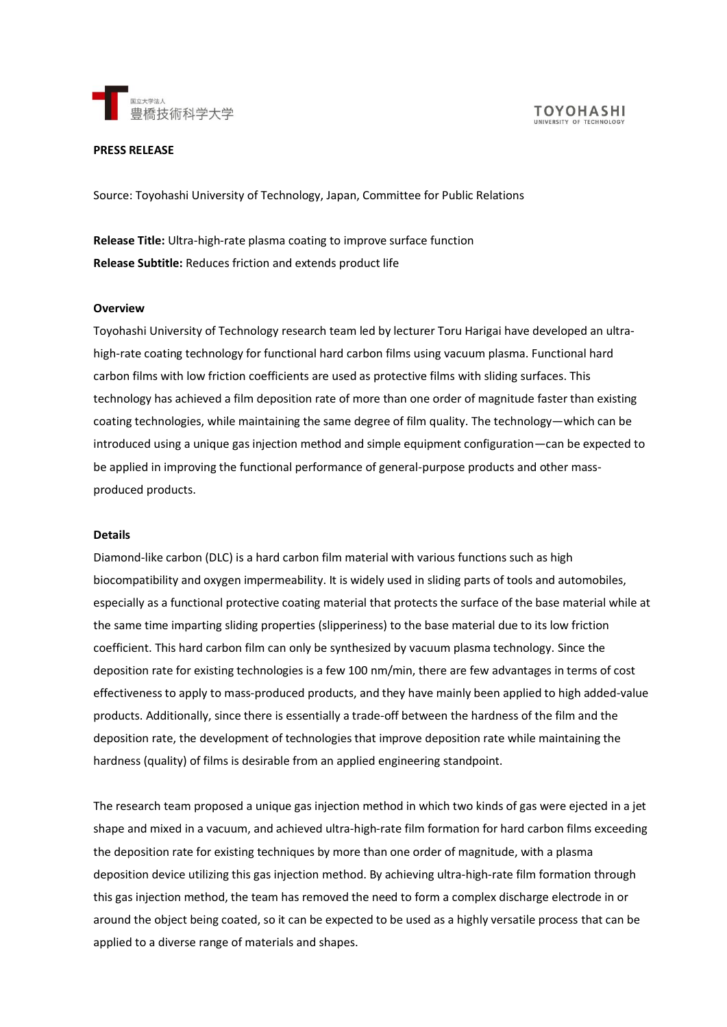**PRESS RELEASE**

Source: Toyohashi University of Technology, Japan, Committee for Public Relations

**Release Title:** Ultra-high-rate plasma coating to improve surface function

**Release Subtitle:** Reduces friction and extends product life

**Overview**

Toyohashi University of Technology research team led by lecturer Toru Harigai have developed an ultra-high-rate coating technology for functional hard carbon films using vacuum plasma. Functional hard carbon films with low friction coefficients are used as protective films with sliding surfaces. This technology has achieved a film deposition rate of more than one order of magnitude faster than existing coating technologies, while maintaining the same degree of film quality. The technology—which can be introduced using a unique gas injection method and simple equipment configuration—can be expected to be applied in improving the functional performance of general-purpose products and other mass-produced products.

**Details**

Diamond-like carbon (DLC) is a hard carbon film material with various functions such as high biocompatibility and oxygen impermeability. It is widely used in sliding parts of tools and automobiles, especially as a functional protective coating material that protects the surface of the base material while at the same time imparting sliding properties (slipperiness) to the base material due to its low friction coefficient. This hard carbon film can only be synthesized by vacuum plasma technology. Since the deposition rate for existing technologies is a few 100 nm/min, there are few advantages in terms of cost effectiveness to apply to mass-produced products, and they have mainly been applied to high added-value products. Additionally, since there is essentially a trade-off between the hardness of the film and the deposition rate, the development of technologies that improve deposition rate while maintaining the hardness (quality) of films is desirable from an applied engineering standpoint.

The research team proposed a unique gas injection method in which two kinds of gas were ejected in a jet shape and mixed in a vacuum, and achieved ultra-high-rate film formation for hard carbon films exceeding the deposition rate for existing techniques by more than one order of magnitude, with a plasma deposition device utilizing this gas injection method. By achieving ultra-high-rate film formation through this gas injection method, the team has removed the need to form a complex discharge electrode in or around the object being coated, so it can be expected to be used as a highly versatile process that can be applied to a diverse range of materials and shapes.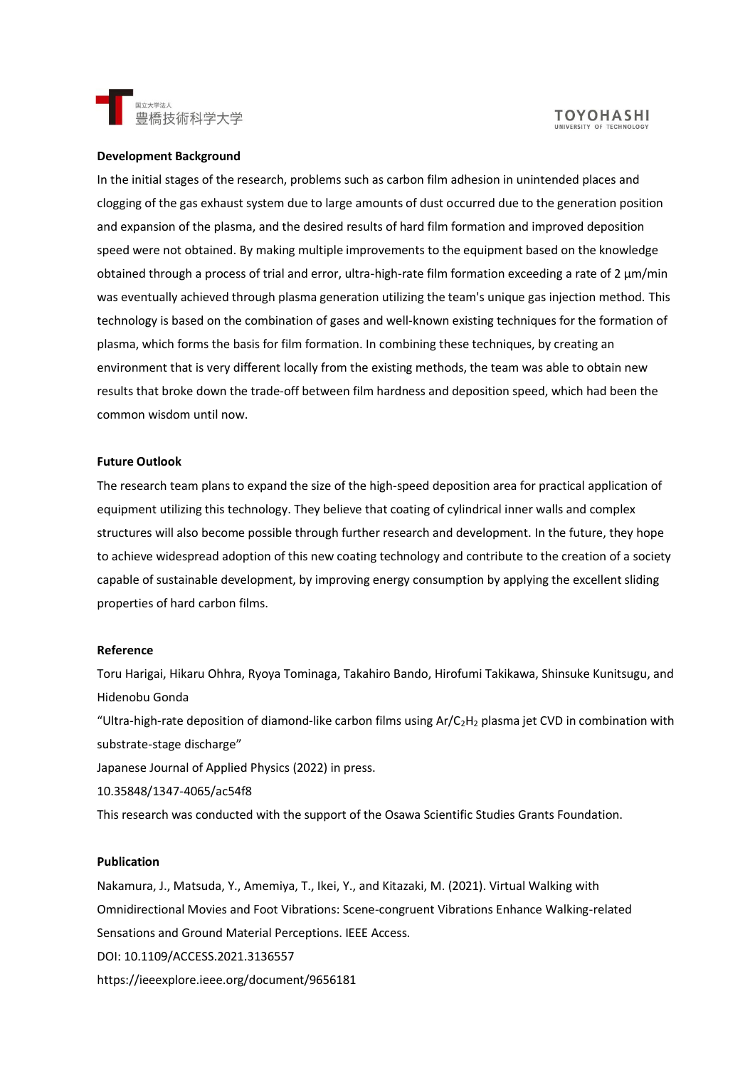### Development Background

In the initial stages of the research, problems such as carbon film adhesion in unintended places and clogging of the gas exhaust system due to large amounts of dust occurred due to the generation position and expansion of the plasma, and the desired results of hard film formation and improved deposition speed were not obtained. By making multiple improvements to the equipment based on the knowledge obtained through a process of trial and error, ultra-high-rate film formation exceeding a rate of 2 µm/min was eventually achieved through plasma generation utilizing the team's unique gas injection method. This technology is based on the combination of gases and well-known existing techniques for the formation of plasma, which forms the basis for film formation. In combining these techniques, by creating an environment that is very different locally from the existing methods, the team was able to obtain new results that broke down the trade-off between film hardness and deposition speed, which had been the common wisdom until now.

### Future Outlook

The research team plans to expand the size of the high-speed deposition area for practical application of equipment utilizing this technology. They believe that coating of cylindrical inner walls and complex structures will also become possible through further research and development. In the future, they hope to achieve widespread adoption of this new coating technology and contribute to the creation of a society capable of sustainable development, by improving energy consumption by applying the excellent sliding properties of hard carbon films.

### Reference

Toru Harigai, Hikaru Ohhra, Ryoya Tominaga, Takahiro Bando, Hirofumi Takikawa, Shinsuke Kunitsugu, and Hidenobu Gonda

"Ultra-high-rate deposition of diamond-like carbon films using Ar/$C_2H_2$ plasma jet CVD in combination with substrate-stage discharge"

Japanese Journal of Applied Physics (2022) in press.

10.35848/1347-4065/ac54f8

This research was conducted with the support of the Osawa Scientific Studies Grants Foundation.

### Publication

Nakamura, J., Matsuda, Y., Amemiya, T., Ikei, Y., and Kitazaki, M. (2021). Virtual Walking with Omnidirectional Movies and Foot Vibrations: Scene-congruent Vibrations Enhance Walking-related Sensations and Ground Material Perceptions. IEEE Access.

DOI: 10.1109/ACCESS.2021.3136557

https://ieeexplore.ieee.org/document/9656181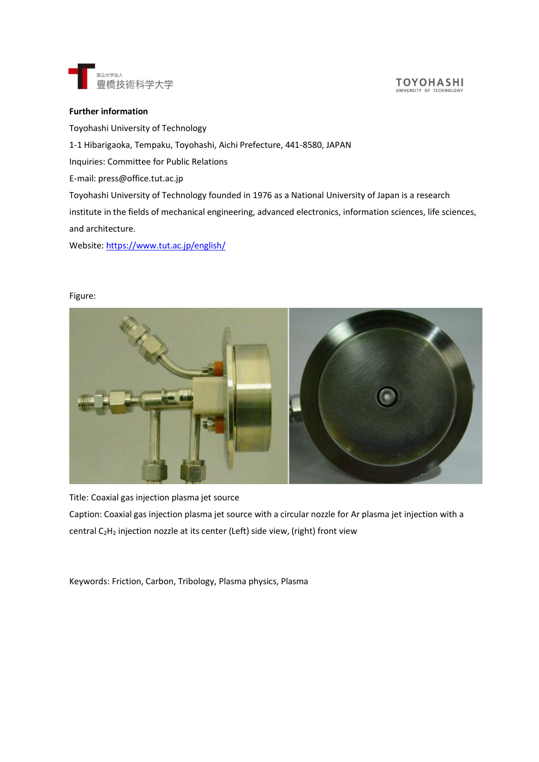**Further information**

Toyohashi University of Technology

1-1 Hibarigaoka, Tempaku, Toyohashi, Aichi Prefecture, 441-8580, JAPAN

Inquiries: Committee for Public Relations

E-mail: press@office.tut.ac.jp

Toyohashi University of Technology founded in 1976 as a National University of Japan is a research institute in the fields of mechanical engineering, advanced electronics, information sciences, life sciences, and architecture.

Website: https://www.tut.ac.jp/english/

Figure:

Title: Coaxial gas injection plasma jet source

Caption: Coaxial gas injection plasma jet source with a circular nozzle for Ar plasma jet injection with a central $C_2H_2$ injection nozzle at its center (Left) side view, (right) front view

Keywords: Friction, Carbon, Tribology, Plasma physics, Plasma